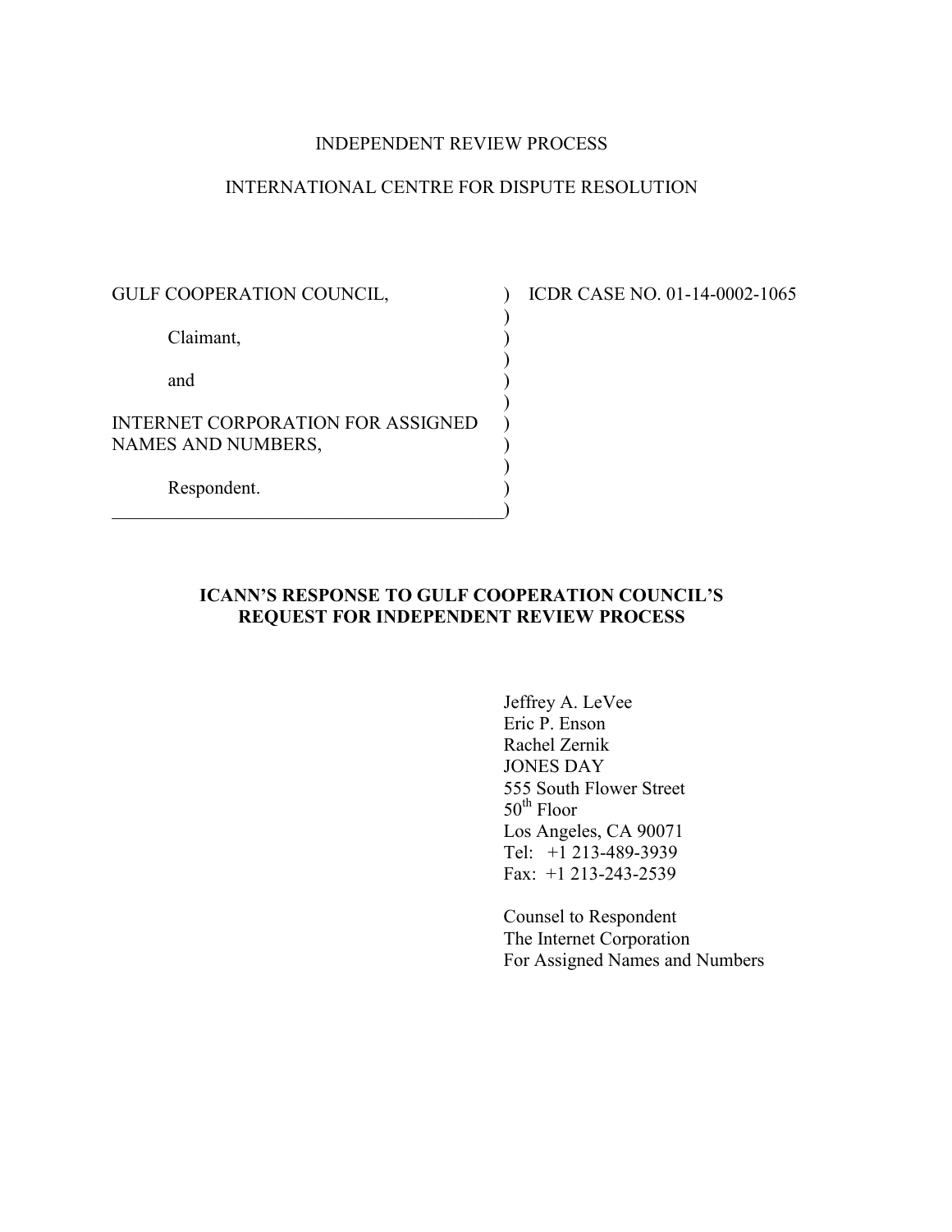INDEPENDENT REVIEW PROCESS

INTERNATIONAL CENTRE FOR DISPUTE RESOLUTION

| | |
|---|---|
| GULF COOPERATION COUNCIL,<br><br>Claimant,<br><br>and<br><br>INTERNET CORPORATION FOR ASSIGNED NAMES AND NUMBERS,<br><br>Respondent. | ICDR CASE NO. 01-14-0002-1065 |

**ICANN'S RESPONSE TO GULF COOPERATION COUNCIL'S REQUEST FOR INDEPENDENT REVIEW PROCESS**

Jeffrey A. LeVee
Eric P. Enson
Rachel Zernik
JONES DAY
555 South Flower Street
50th Floor
Los Angeles, CA 90071
Tel: +1 213-489-3939
Fax: +1 213-243-2539

Counsel to Respondent
The Internet Corporation
For Assigned Names and Numbers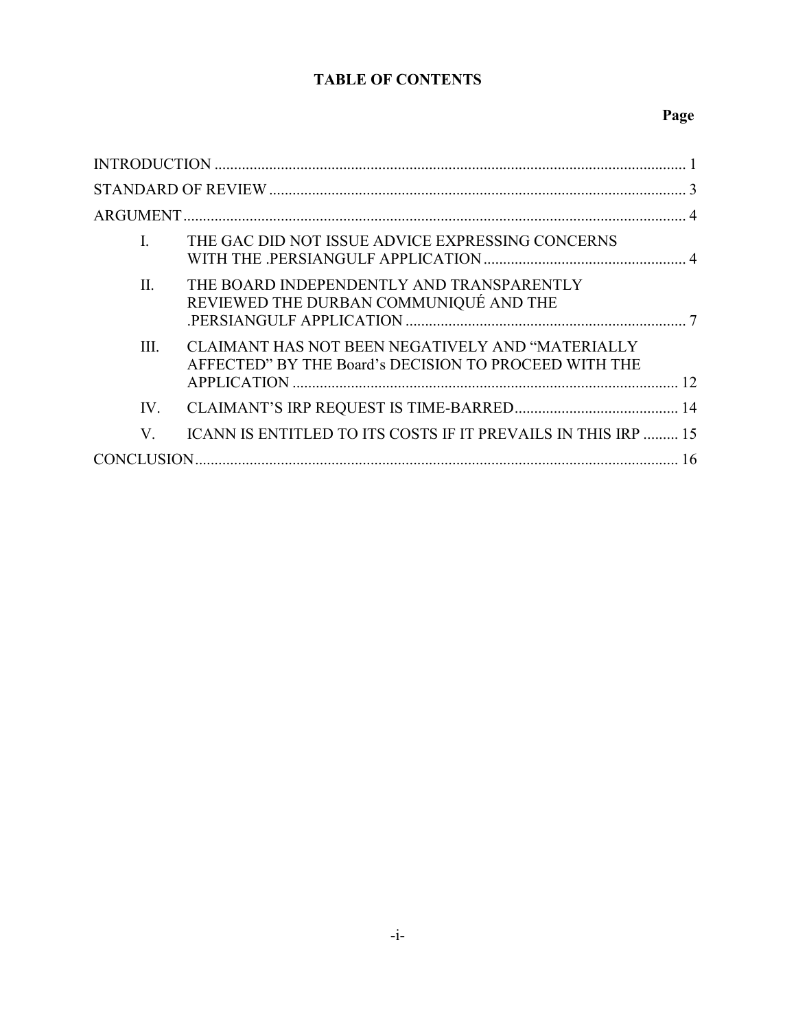# TABLE OF CONTENTS

| | Page |
|---|---|
| INTRODUCTION | 1 |
| STANDARD OF REVIEW | 3 |
| ARGUMENT | 4 |
| I. THE GAC DID NOT ISSUE ADVICE EXPRESSING CONCERNS WITH THE .PERSIANGULF APPLICATION | 4 |
| II. THE BOARD INDEPENDENTLY AND TRANSPARENTLY REVIEWED THE DURBAN COMMUNIQUÉ AND THE .PERSIANGULF APPLICATION | 7 |
| III. CLAIMANT HAS NOT BEEN NEGATIVELY AND "MATERIALLY AFFECTED" BY THE Board's DECISION TO PROCEED WITH THE APPLICATION | 12 |
| IV. CLAIMANT'S IRP REQUEST IS TIME-BARRED | 14 |
| V. ICANN IS ENTITLED TO ITS COSTS IF IT PREVAILS IN THIS IRP | 15 |
| CONCLUSION | 16 |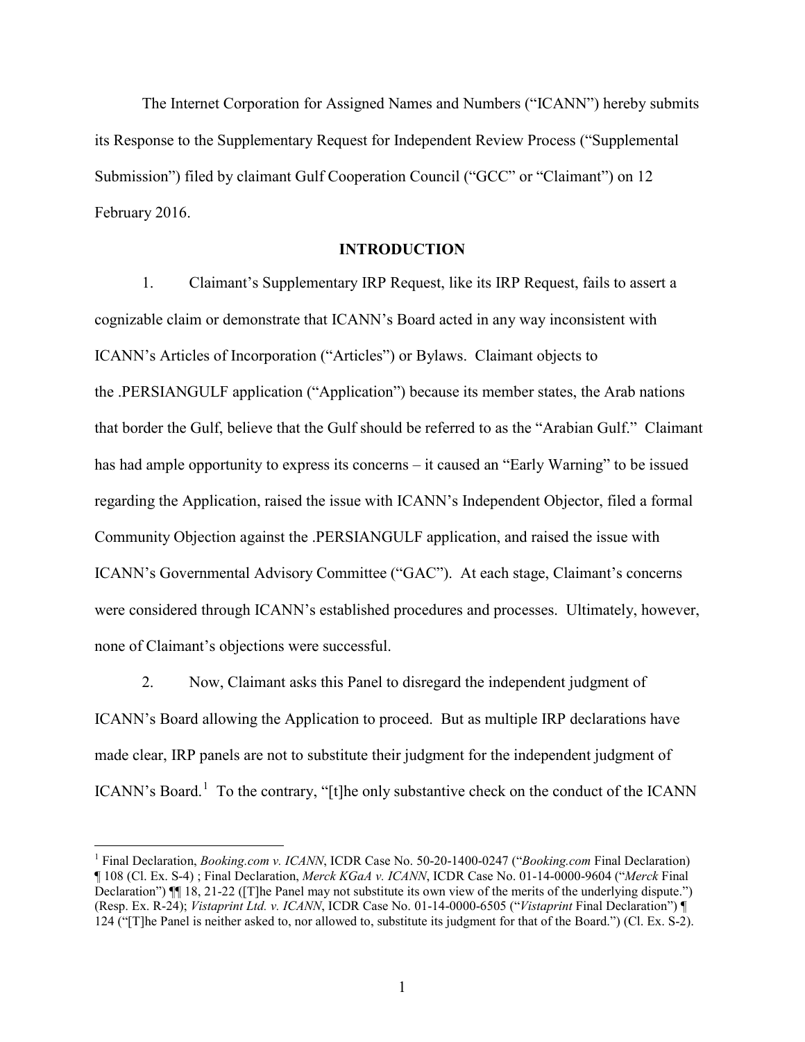The Internet Corporation for Assigned Names and Numbers ("ICANN") hereby submits its Response to the Supplementary Request for Independent Review Process ("Supplemental Submission") filed by claimant Gulf Cooperation Council ("GCC" or "Claimant") on 12 February 2016.

## INTRODUCTION

1. Claimant's Supplementary IRP Request, like its IRP Request, fails to assert a cognizable claim or demonstrate that ICANN's Board acted in any way inconsistent with ICANN's Articles of Incorporation ("Articles") or Bylaws. Claimant objects to the .PERSIANGULF application ("Application") because its member states, the Arab nations that border the Gulf, believe that the Gulf should be referred to as the "Arabian Gulf." Claimant has had ample opportunity to express its concerns – it caused an "Early Warning" to be issued regarding the Application, raised the issue with ICANN's Independent Objector, filed a formal Community Objection against the .PERSIANGULF application, and raised the issue with ICANN's Governmental Advisory Committee ("GAC"). At each stage, Claimant's concerns were considered through ICANN's established procedures and processes. Ultimately, however, none of Claimant's objections were successful.

2. Now, Claimant asks this Panel to disregard the independent judgment of ICANN's Board allowing the Application to proceed. But as multiple IRP declarations have made clear, IRP panels are not to substitute their judgment for the independent judgment of ICANN's Board.[1] To the contrary, "[t]he only substantive check on the conduct of the ICANN

---

[1] Final Declaration, *Booking.com v. ICANN*, ICDR Case No. 50-20-1400-0247 ("*Booking.com* Final Declaration) ¶ 108 (Cl. Ex. S-4) ; Final Declaration, *Merck KGaA v. ICANN*, ICDR Case No. 01-14-0000-9604 ("*Merck* Final Declaration") ¶¶ 18, 21-22 ([T]he Panel may not substitute its own view of the merits of the underlying dispute.") (Resp. Ex. R-24); *Vistaprint Ltd. v. ICANN*, ICDR Case No. 01-14-0000-6505 ("*Vistaprint* Final Declaration") ¶ 124 ("[T]he Panel is neither asked to, nor allowed to, substitute its judgment for that of the Board.") (Cl. Ex. S-2).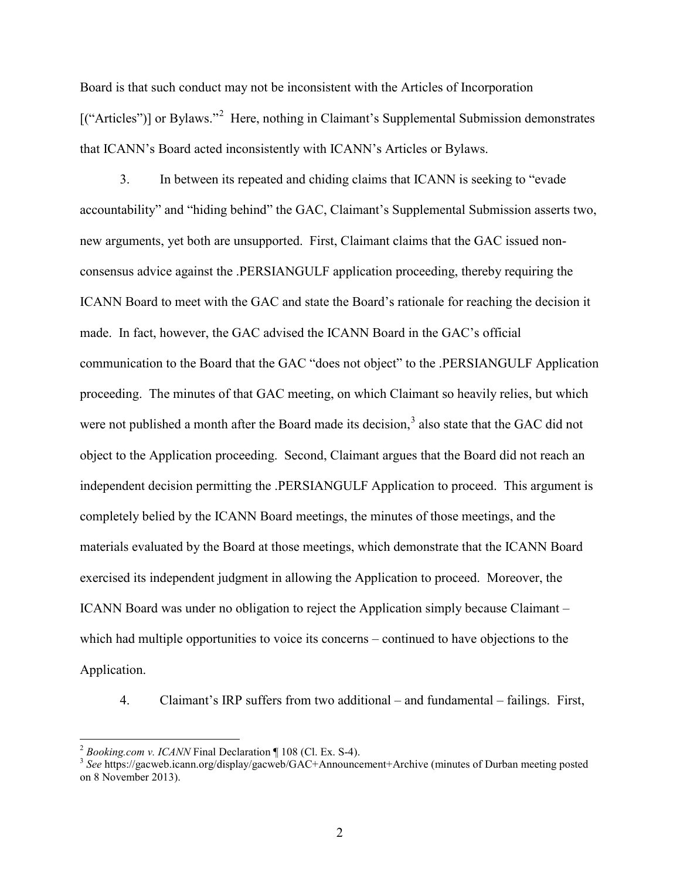Board is that such conduct may not be inconsistent with the Articles of Incorporation [("Articles")] or Bylaws."[2] Here, nothing in Claimant's Supplemental Submission demonstrates that ICANN's Board acted inconsistently with ICANN's Articles or Bylaws.

3. In between its repeated and chiding claims that ICANN is seeking to "evade accountability" and "hiding behind" the GAC, Claimant's Supplemental Submission asserts two, new arguments, yet both are unsupported. First, Claimant claims that the GAC issued non-consensus advice against the .PERSIANGULF application proceeding, thereby requiring the ICANN Board to meet with the GAC and state the Board's rationale for reaching the decision it made. In fact, however, the GAC advised the ICANN Board in the GAC's official communication to the Board that the GAC "does not object" to the .PERSIANGULF Application proceeding. The minutes of that GAC meeting, on which Claimant so heavily relies, but which were not published a month after the Board made its decision,[3] also state that the GAC did not object to the Application proceeding. Second, Claimant argues that the Board did not reach an independent decision permitting the .PERSIANGULF Application to proceed. This argument is completely belied by the ICANN Board meetings, the minutes of those meetings, and the materials evaluated by the Board at those meetings, which demonstrate that the ICANN Board exercised its independent judgment in allowing the Application to proceed. Moreover, the ICANN Board was under no obligation to reject the Application simply because Claimant – which had multiple opportunities to voice its concerns – continued to have objections to the Application.

4. Claimant's IRP suffers from two additional – and fundamental – failings. First,

---

[2] *Booking.com v. ICANN* Final Declaration ¶ 108 (Cl. Ex. S-4).

[3] *See* https://gacweb.icann.org/display/gacweb/GAC+Announcement+Archive (minutes of Durban meeting posted on 8 November 2013).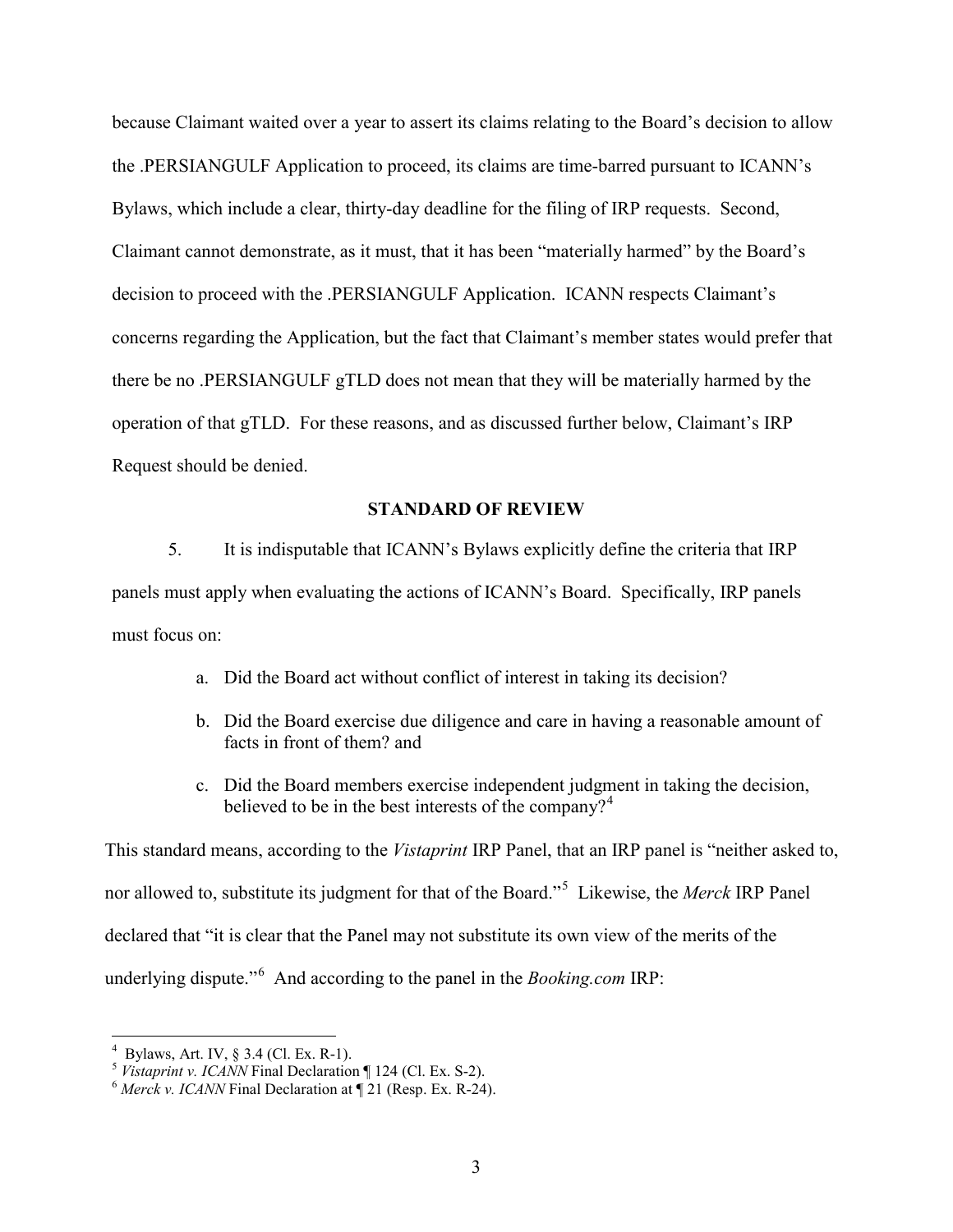because Claimant waited over a year to assert its claims relating to the Board's decision to allow the .PERSIANGULF Application to proceed, its claims are time-barred pursuant to ICANN's Bylaws, which include a clear, thirty-day deadline for the filing of IRP requests. Second, Claimant cannot demonstrate, as it must, that it has been "materially harmed" by the Board's decision to proceed with the .PERSIANGULF Application. ICANN respects Claimant's concerns regarding the Application, but the fact that Claimant's member states would prefer that there be no .PERSIANGULF gTLD does not mean that they will be materially harmed by the operation of that gTLD. For these reasons, and as discussed further below, Claimant's IRP Request should be denied.

## STANDARD OF REVIEW

5. It is indisputable that ICANN's Bylaws explicitly define the criteria that IRP panels must apply when evaluating the actions of ICANN's Board. Specifically, IRP panels must focus on:

a. Did the Board act without conflict of interest in taking its decision?

b. Did the Board exercise due diligence and care in having a reasonable amount of facts in front of them? and

c. Did the Board members exercise independent judgment in taking the decision, believed to be in the best interests of the company?[4]

This standard means, according to the *Vistaprint* IRP Panel, that an IRP panel is "neither asked to, nor allowed to, substitute its judgment for that of the Board."[5] Likewise, the *Merck* IRP Panel declared that "it is clear that the Panel may not substitute its own view of the merits of the underlying dispute."[6] And according to the panel in the *Booking.com* IRP:

---

[4] Bylaws, Art. IV, § 3.4 (Cl. Ex. R-1).

[5] *Vistaprint v. ICANN* Final Declaration ¶ 124 (Cl. Ex. S-2).

[6] *Merck v. ICANN* Final Declaration at ¶ 21 (Resp. Ex. R-24).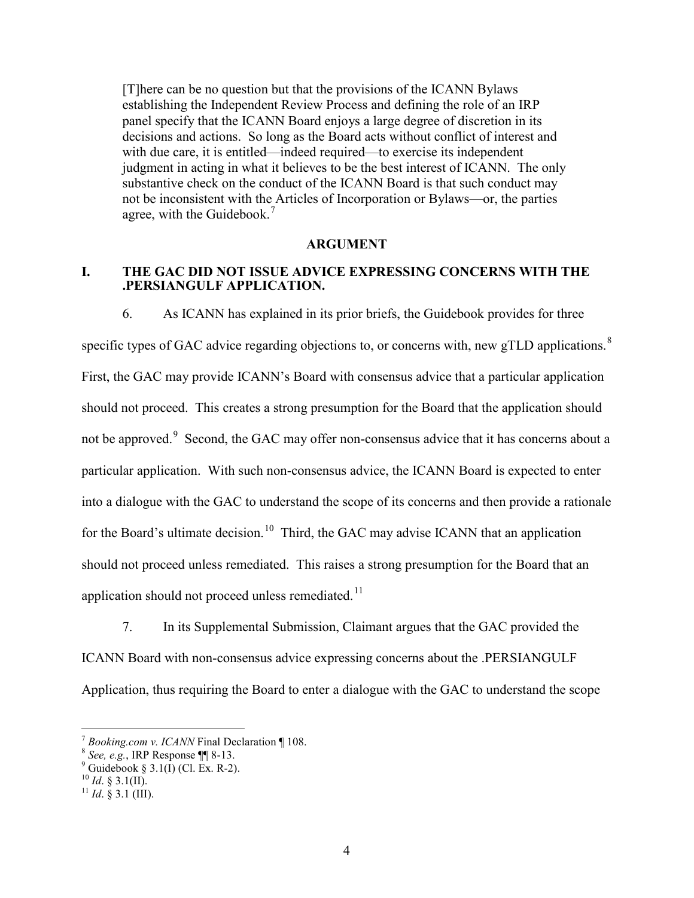> [T]here can be no question but that the provisions of the ICANN Bylaws establishing the Independent Review Process and defining the role of an IRP panel specify that the ICANN Board enjoys a large degree of discretion in its decisions and actions. So long as the Board acts without conflict of interest and with due care, it is entitled—indeed required—to exercise its independent judgment in acting in what it believes to be the best interest of ICANN. The only substantive check on the conduct of the ICANN Board is that such conduct may not be inconsistent with the Articles of Incorporation or Bylaws—or, the parties agree, with the Guidebook.[7]

## ARGUMENT

### I. THE GAC DID NOT ISSUE ADVICE EXPRESSING CONCERNS WITH THE .PERSIANGULF APPLICATION.

6. As ICANN has explained in its prior briefs, the Guidebook provides for three specific types of GAC advice regarding objections to, or concerns with, new gTLD applications.[8] First, the GAC may provide ICANN's Board with consensus advice that a particular application should not proceed. This creates a strong presumption for the Board that the application should not be approved.[9] Second, the GAC may offer non-consensus advice that it has concerns about a particular application. With such non-consensus advice, the ICANN Board is expected to enter into a dialogue with the GAC to understand the scope of its concerns and then provide a rationale for the Board's ultimate decision.[10] Third, the GAC may advise ICANN that an application should not proceed unless remediated. This raises a strong presumption for the Board that an application should not proceed unless remediated.[11]

7. In its Supplemental Submission, Claimant argues that the GAC provided the ICANN Board with non-consensus advice expressing concerns about the .PERSIANGULF Application, thus requiring the Board to enter a dialogue with the GAC to understand the scope

---

[7] *Booking.com v. ICANN* Final Declaration ¶ 108.

[8] *See, e.g.*, IRP Response ¶¶ 8-13.

[9] Guidebook § 3.1(I) (Cl. Ex. R-2).

[10] *Id*. § 3.1(II).

[11] *Id*. § 3.1 (III).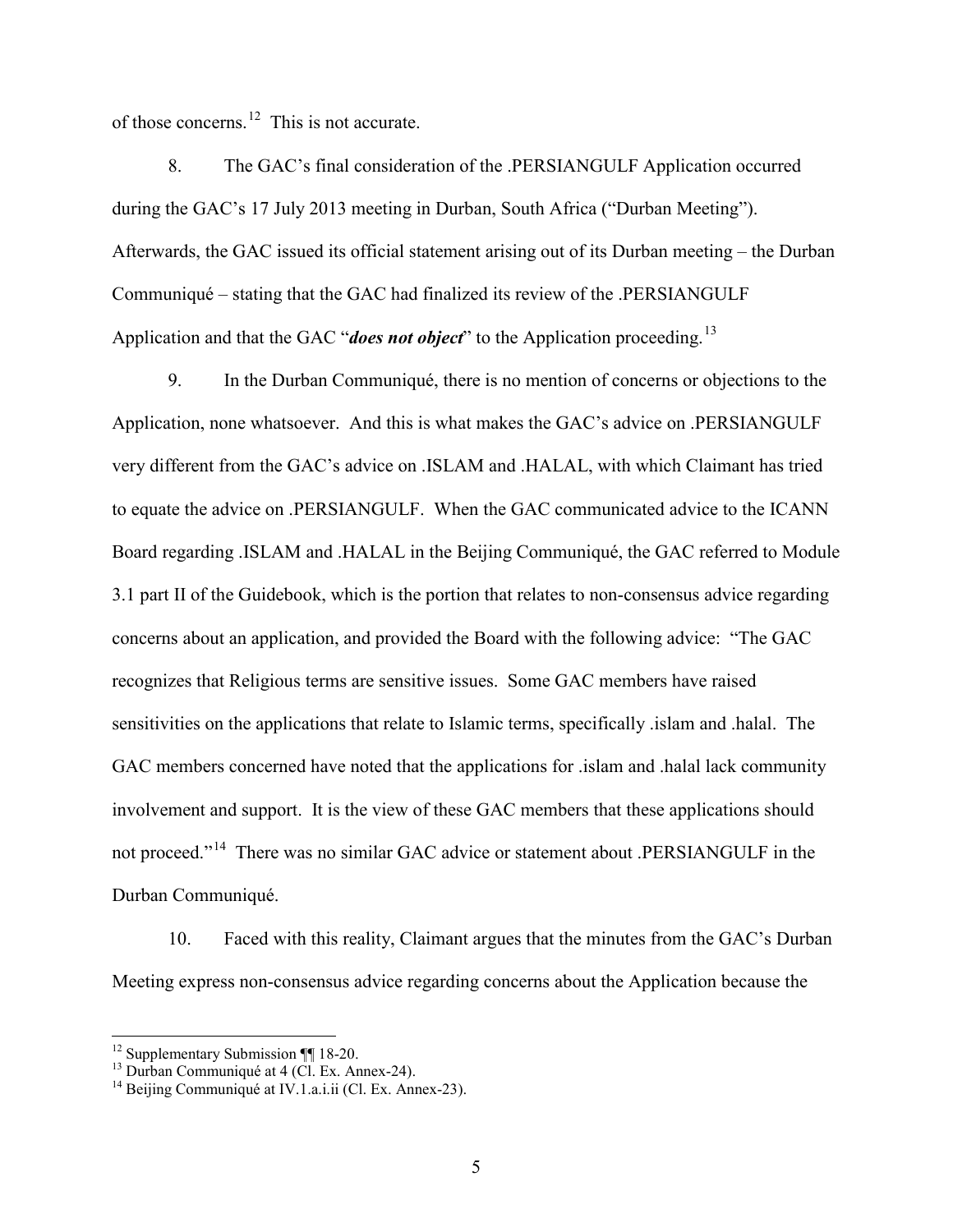of those concerns.[12] This is not accurate.

8. The GAC's final consideration of the .PERSIANGULF Application occurred during the GAC's 17 July 2013 meeting in Durban, South Africa ("Durban Meeting"). Afterwards, the GAC issued its official statement arising out of its Durban meeting – the Durban Communiqué – stating that the GAC had finalized its review of the .PERSIANGULF Application and that the GAC "***does not object***" to the Application proceeding.[13]

9. In the Durban Communiqué, there is no mention of concerns or objections to the Application, none whatsoever. And this is what makes the GAC's advice on .PERSIANGULF very different from the GAC's advice on .ISLAM and .HALAL, with which Claimant has tried to equate the advice on .PERSIANGULF. When the GAC communicated advice to the ICANN Board regarding .ISLAM and .HALAL in the Beijing Communiqué, the GAC referred to Module 3.1 part II of the Guidebook, which is the portion that relates to non-consensus advice regarding concerns about an application, and provided the Board with the following advice: "The GAC recognizes that Religious terms are sensitive issues. Some GAC members have raised sensitivities on the applications that relate to Islamic terms, specifically .islam and .halal. The GAC members concerned have noted that the applications for .islam and .halal lack community involvement and support. It is the view of these GAC members that these applications should not proceed."[14] There was no similar GAC advice or statement about .PERSIANGULF in the Durban Communiqué.

10. Faced with this reality, Claimant argues that the minutes from the GAC's Durban Meeting express non-consensus advice regarding concerns about the Application because the

[12] Supplementary Submission ¶¶ 18-20.

[13] Durban Communiqué at 4 (Cl. Ex. Annex-24).

[14] Beijing Communiqué at IV.1.a.i.ii (Cl. Ex. Annex-23).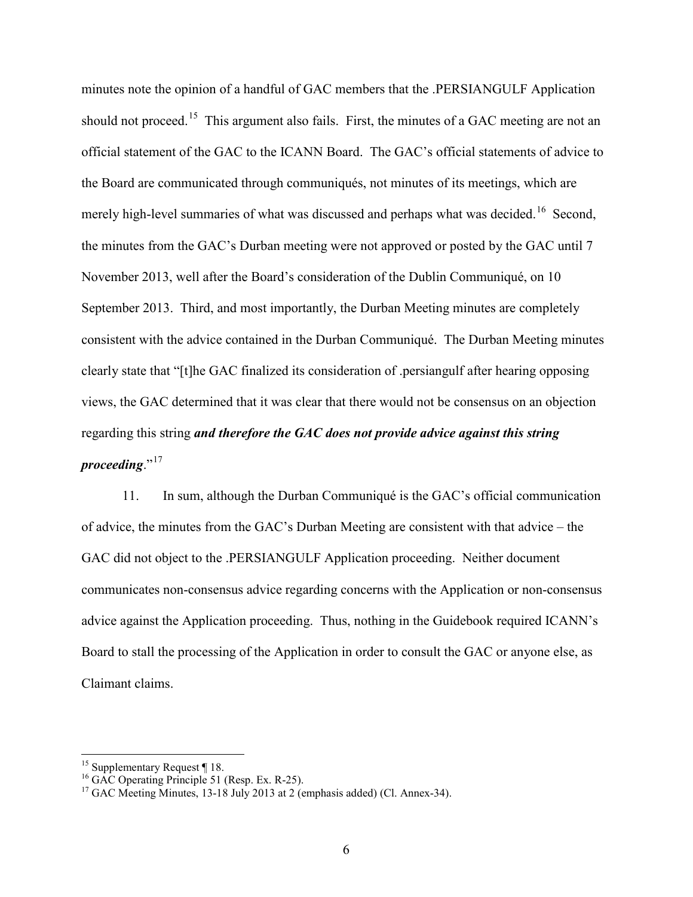minutes note the opinion of a handful of GAC members that the .PERSIANGULF Application should not proceed.[15] This argument also fails. First, the minutes of a GAC meeting are not an official statement of the GAC to the ICANN Board. The GAC's official statements of advice to the Board are communicated through communiqués, not minutes of its meetings, which are merely high-level summaries of what was discussed and perhaps what was decided.[16] Second, the minutes from the GAC's Durban meeting were not approved or posted by the GAC until 7 November 2013, well after the Board's consideration of the Dublin Communiqué, on 10 September 2013. Third, and most importantly, the Durban Meeting minutes are completely consistent with the advice contained in the Durban Communiqué. The Durban Meeting minutes clearly state that "[t]he GAC finalized its consideration of .persiangulf after hearing opposing views, the GAC determined that it was clear that there would not be consensus on an objection regarding this string ***and therefore the GAC does not provide advice against this string proceeding***."[17]

11. In sum, although the Durban Communiqué is the GAC's official communication of advice, the minutes from the GAC's Durban Meeting are consistent with that advice – the GAC did not object to the .PERSIANGULF Application proceeding. Neither document communicates non-consensus advice regarding concerns with the Application or non-consensus advice against the Application proceeding. Thus, nothing in the Guidebook required ICANN's Board to stall the processing of the Application in order to consult the GAC or anyone else, as Claimant claims.

---

[15] Supplementary Request ¶ 18.

[16] GAC Operating Principle 51 (Resp. Ex. R-25).

[17] GAC Meeting Minutes, 13-18 July 2013 at 2 (emphasis added) (Cl. Annex-34).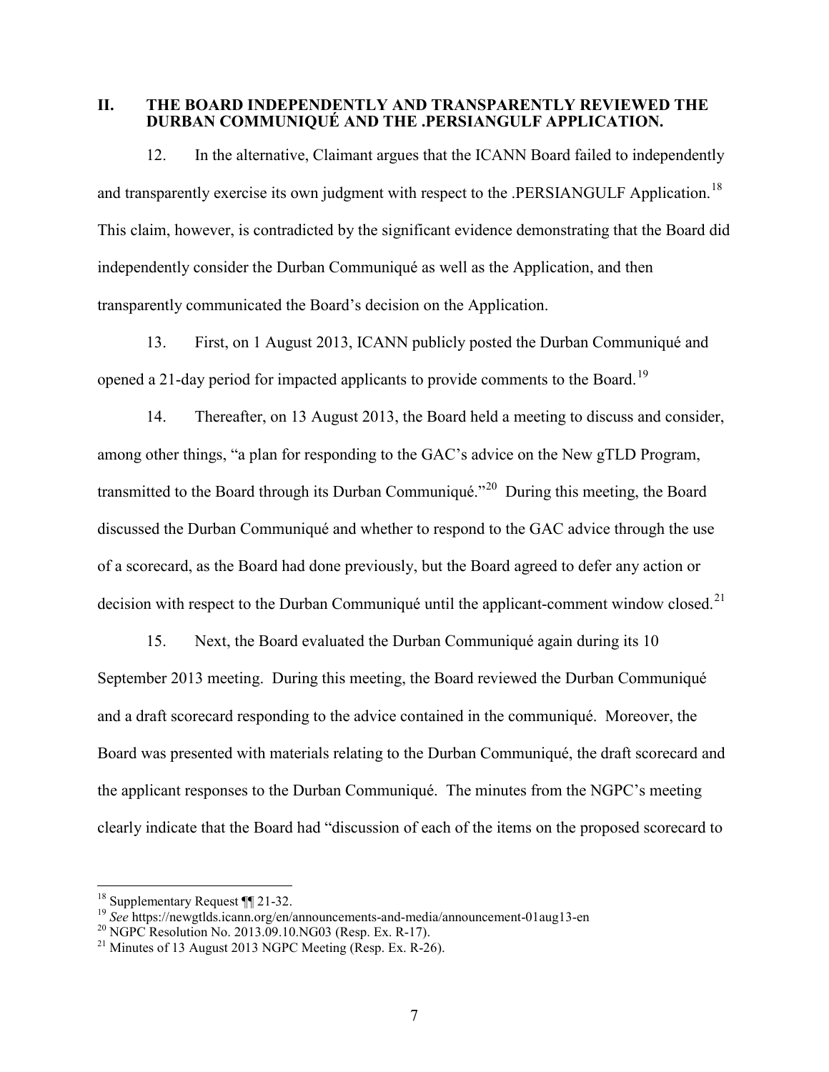## II. THE BOARD INDEPENDENTLY AND TRANSPARENTLY REVIEWED THE DURBAN COMMUNIQUÉ AND THE .PERSIANGULF APPLICATION.

12. In the alternative, Claimant argues that the ICANN Board failed to independently and transparently exercise its own judgment with respect to the .PERSIANGULF Application.[18] This claim, however, is contradicted by the significant evidence demonstrating that the Board did independently consider the Durban Communiqué as well as the Application, and then transparently communicated the Board's decision on the Application.

13. First, on 1 August 2013, ICANN publicly posted the Durban Communiqué and opened a 21-day period for impacted applicants to provide comments to the Board.[19]

14. Thereafter, on 13 August 2013, the Board held a meeting to discuss and consider, among other things, "a plan for responding to the GAC's advice on the New gTLD Program, transmitted to the Board through its Durban Communiqué."[20] During this meeting, the Board discussed the Durban Communiqué and whether to respond to the GAC advice through the use of a scorecard, as the Board had done previously, but the Board agreed to defer any action or decision with respect to the Durban Communiqué until the applicant-comment window closed.[21]

15. Next, the Board evaluated the Durban Communiqué again during its 10 September 2013 meeting. During this meeting, the Board reviewed the Durban Communiqué and a draft scorecard responding to the advice contained in the communiqué. Moreover, the Board was presented with materials relating to the Durban Communiqué, the draft scorecard and the applicant responses to the Durban Communiqué. The minutes from the NGPC's meeting clearly indicate that the Board had "discussion of each of the items on the proposed scorecard to

---

[18] Supplementary Request ¶¶ 21-32.

[19] *See* https://newgtlds.icann.org/en/announcements-and-media/announcement-01aug13-en

[20] NGPC Resolution No. 2013.09.10.NG03 (Resp. Ex. R-17).

[21] Minutes of 13 August 2013 NGPC Meeting (Resp. Ex. R-26).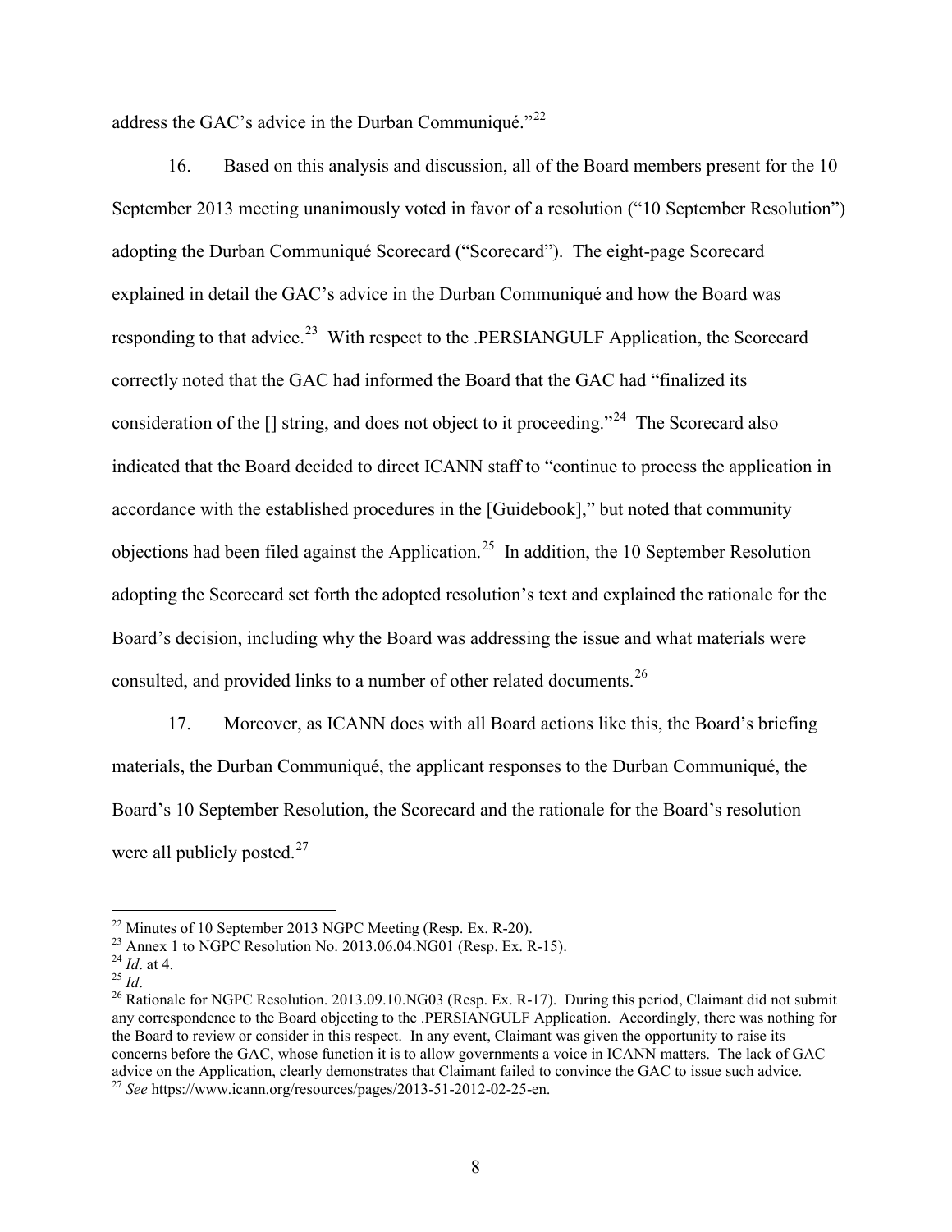address the GAC's advice in the Durban Communiqué."[22]

16. Based on this analysis and discussion, all of the Board members present for the 10 September 2013 meeting unanimously voted in favor of a resolution ("10 September Resolution") adopting the Durban Communiqué Scorecard ("Scorecard"). The eight-page Scorecard explained in detail the GAC's advice in the Durban Communiqué and how the Board was responding to that advice.[23] With respect to the .PERSIANGULF Application, the Scorecard correctly noted that the GAC had informed the Board that the GAC had "finalized its consideration of the [] string, and does not object to it proceeding."[24] The Scorecard also indicated that the Board decided to direct ICANN staff to "continue to process the application in accordance with the established procedures in the [Guidebook]," but noted that community objections had been filed against the Application.[25] In addition, the 10 September Resolution adopting the Scorecard set forth the adopted resolution's text and explained the rationale for the Board's decision, including why the Board was addressing the issue and what materials were consulted, and provided links to a number of other related documents.[26]

17. Moreover, as ICANN does with all Board actions like this, the Board's briefing materials, the Durban Communiqué, the applicant responses to the Durban Communiqué, the Board's 10 September Resolution, the Scorecard and the rationale for the Board's resolution were all publicly posted.[27]

---

[22] Minutes of 10 September 2013 NGPC Meeting (Resp. Ex. R-20).

[23] Annex 1 to NGPC Resolution No. 2013.06.04.NG01 (Resp. Ex. R-15).

[24] *Id*. at 4.

[25] *Id*.

[26] Rationale for NGPC Resolution. 2013.09.10.NG03 (Resp. Ex. R-17). During this period, Claimant did not submit any correspondence to the Board objecting to the .PERSIANGULF Application. Accordingly, there was nothing for the Board to review or consider in this respect. In any event, Claimant was given the opportunity to raise its concerns before the GAC, whose function it is to allow governments a voice in ICANN matters. The lack of GAC advice on the Application, clearly demonstrates that Claimant failed to convince the GAC to issue such advice.

[27] *See* https://www.icann.org/resources/pages/2013-51-2012-02-25-en.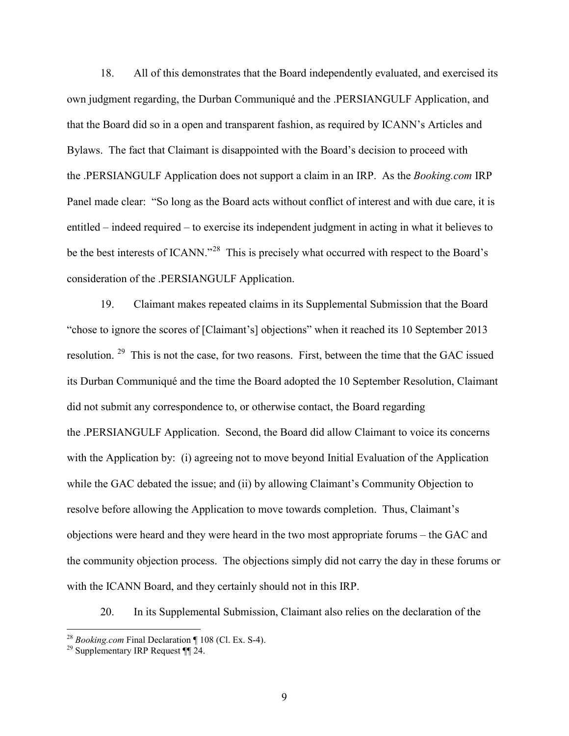18. All of this demonstrates that the Board independently evaluated, and exercised its own judgment regarding, the Durban Communiqué and the .PERSIANGULF Application, and that the Board did so in a open and transparent fashion, as required by ICANN's Articles and Bylaws. The fact that Claimant is disappointed with the Board's decision to proceed with the .PERSIANGULF Application does not support a claim in an IRP. As the *Booking.com* IRP Panel made clear: "So long as the Board acts without conflict of interest and with due care, it is entitled – indeed required – to exercise its independent judgment in acting in what it believes to be the best interests of ICANN."[28] This is precisely what occurred with respect to the Board's consideration of the .PERSIANGULF Application.

19. Claimant makes repeated claims in its Supplemental Submission that the Board "chose to ignore the scores of [Claimant's] objections" when it reached its 10 September 2013 resolution.[29] This is not the case, for two reasons. First, between the time that the GAC issued its Durban Communiqué and the time the Board adopted the 10 September Resolution, Claimant did not submit any correspondence to, or otherwise contact, the Board regarding the .PERSIANGULF Application. Second, the Board did allow Claimant to voice its concerns with the Application by: (i) agreeing not to move beyond Initial Evaluation of the Application while the GAC debated the issue; and (ii) by allowing Claimant's Community Objection to resolve before allowing the Application to move towards completion. Thus, Claimant's objections were heard and they were heard in the two most appropriate forums – the GAC and the community objection process. The objections simply did not carry the day in these forums or with the ICANN Board, and they certainly should not in this IRP.

20. In its Supplemental Submission, Claimant also relies on the declaration of the

---

[28] *Booking.com* Final Declaration ¶ 108 (Cl. Ex. S-4).

[29] Supplementary IRP Request ¶¶ 24.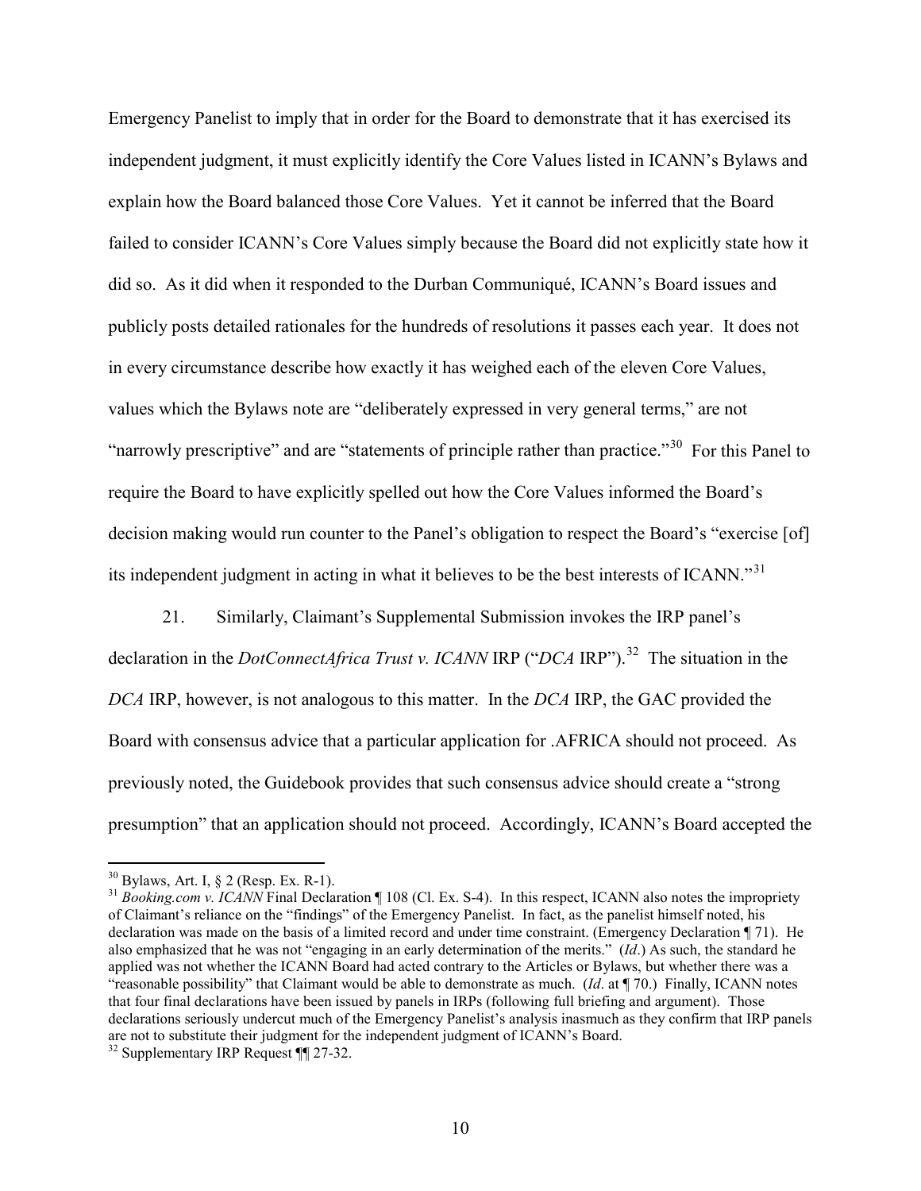Emergency Panelist to imply that in order for the Board to demonstrate that it has exercised its independent judgment, it must explicitly identify the Core Values listed in ICANN's Bylaws and explain how the Board balanced those Core Values. Yet it cannot be inferred that the Board failed to consider ICANN's Core Values simply because the Board did not explicitly state how it did so. As it did when it responded to the Durban Communiqué, ICANN's Board issues and publicly posts detailed rationales for the hundreds of resolutions it passes each year. It does not in every circumstance describe how exactly it has weighed each of the eleven Core Values, values which the Bylaws note are "deliberately expressed in very general terms," are not "narrowly prescriptive" and are "statements of principle rather than practice."[30] For this Panel to require the Board to have explicitly spelled out how the Core Values informed the Board's decision making would run counter to the Panel's obligation to respect the Board's "exercise [of] its independent judgment in acting in what it believes to be the best interests of ICANN."[31]

21. Similarly, Claimant's Supplemental Submission invokes the IRP panel's declaration in the *DotConnectAfrica Trust v. ICANN* IRP ("*DCA* IRP").[32] The situation in the *DCA* IRP, however, is not analogous to this matter. In the *DCA* IRP, the GAC provided the Board with consensus advice that a particular application for .AFRICA should not proceed. As previously noted, the Guidebook provides that such consensus advice should create a "strong presumption" that an application should not proceed. Accordingly, ICANN's Board accepted the

---

[30] Bylaws, Art. I, § 2 (Resp. Ex. R-1).

[31] *Booking.com v. ICANN* Final Declaration ¶ 108 (Cl. Ex. S-4). In this respect, ICANN also notes the impropriety of Claimant's reliance on the "findings" of the Emergency Panelist. In fact, as the panelist himself noted, his declaration was made on the basis of a limited record and under time constraint. (Emergency Declaration ¶ 71). He also emphasized that he was not "engaging in an early determination of the merits." (*Id*.) As such, the standard he applied was not whether the ICANN Board had acted contrary to the Articles or Bylaws, but whether there was a "reasonable possibility" that Claimant would be able to demonstrate as much. (*Id*. at ¶ 70.) Finally, ICANN notes that four final declarations have been issued by panels in IRPs (following full briefing and argument). Those declarations seriously undercut much of the Emergency Panelist's analysis inasmuch as they confirm that IRP panels are not to substitute their judgment for the independent judgment of ICANN's Board.

[32] Supplementary IRP Request ¶¶ 27-32.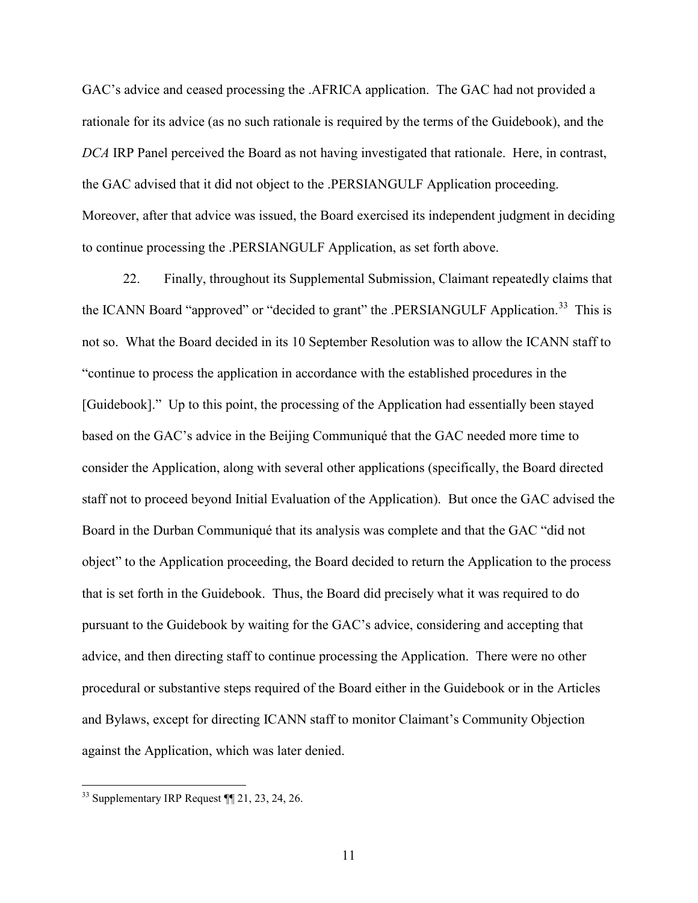GAC's advice and ceased processing the .AFRICA application. The GAC had not provided a rationale for its advice (as no such rationale is required by the terms of the Guidebook), and the *DCA* IRP Panel perceived the Board as not having investigated that rationale. Here, in contrast, the GAC advised that it did not object to the .PERSIANGULF Application proceeding. Moreover, after that advice was issued, the Board exercised its independent judgment in deciding to continue processing the .PERSIANGULF Application, as set forth above.

22. Finally, throughout its Supplemental Submission, Claimant repeatedly claims that the ICANN Board "approved" or "decided to grant" the .PERSIANGULF Application.[33] This is not so. What the Board decided in its 10 September Resolution was to allow the ICANN staff to "continue to process the application in accordance with the established procedures in the [Guidebook]." Up to this point, the processing of the Application had essentially been stayed based on the GAC's advice in the Beijing Communiqué that the GAC needed more time to consider the Application, along with several other applications (specifically, the Board directed staff not to proceed beyond Initial Evaluation of the Application). But once the GAC advised the Board in the Durban Communiqué that its analysis was complete and that the GAC "did not object" to the Application proceeding, the Board decided to return the Application to the process that is set forth in the Guidebook. Thus, the Board did precisely what it was required to do pursuant to the Guidebook by waiting for the GAC's advice, considering and accepting that advice, and then directing staff to continue processing the Application. There were no other procedural or substantive steps required of the Board either in the Guidebook or in the Articles and Bylaws, except for directing ICANN staff to monitor Claimant's Community Objection against the Application, which was later denied.

[33] Supplementary IRP Request ¶¶ 21, 23, 24, 26.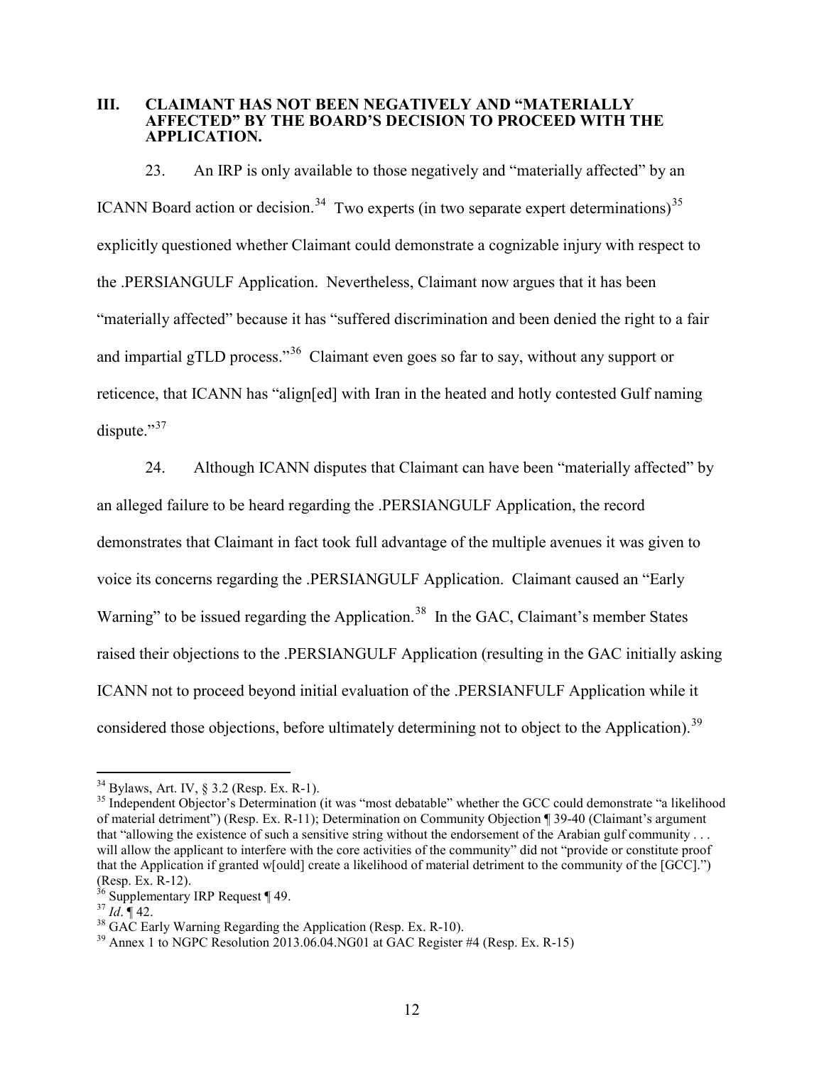## III. CLAIMANT HAS NOT BEEN NEGATIVELY AND "MATERIALLY AFFECTED" BY THE BOARD'S DECISION TO PROCEED WITH THE APPLICATION.

23. An IRP is only available to those negatively and "materially affected" by an ICANN Board action or decision.[34] Two experts (in two separate expert determinations)[35] explicitly questioned whether Claimant could demonstrate a cognizable injury with respect to the .PERSIANGULF Application. Nevertheless, Claimant now argues that it has been "materially affected" because it has "suffered discrimination and been denied the right to a fair and impartial gTLD process."[36] Claimant even goes so far to say, without any support or reticence, that ICANN has "align[ed] with Iran in the heated and hotly contested Gulf naming dispute."[37]

24. Although ICANN disputes that Claimant can have been "materially affected" by an alleged failure to be heard regarding the .PERSIANGULF Application, the record demonstrates that Claimant in fact took full advantage of the multiple avenues it was given to voice its concerns regarding the .PERSIANGULF Application. Claimant caused an "Early Warning" to be issued regarding the Application.[38] In the GAC, Claimant's member States raised their objections to the .PERSIANGULF Application (resulting in the GAC initially asking ICANN not to proceed beyond initial evaluation of the .PERSIANFULF Application while it considered those objections, before ultimately determining not to object to the Application).[39]

---

[34] Bylaws, Art. IV, § 3.2 (Resp. Ex. R-1).

[35] Independent Objector's Determination (it was "most debatable" whether the GCC could demonstrate "a likelihood of material detriment") (Resp. Ex. R-11); Determination on Community Objection ¶ 39-40 (Claimant's argument that "allowing the existence of such a sensitive string without the endorsement of the Arabian gulf community . . . will allow the applicant to interfere with the core activities of the community" did not "provide or constitute proof that the Application if granted w[ould] create a likelihood of material detriment to the community of the [GCC].") (Resp. Ex. R-12).

[36] Supplementary IRP Request ¶ 49.

[37] *Id*. ¶ 42.

[38] GAC Early Warning Regarding the Application (Resp. Ex. R-10).

[39] Annex 1 to NGPC Resolution 2013.06.04.NG01 at GAC Register #4 (Resp. Ex. R-15)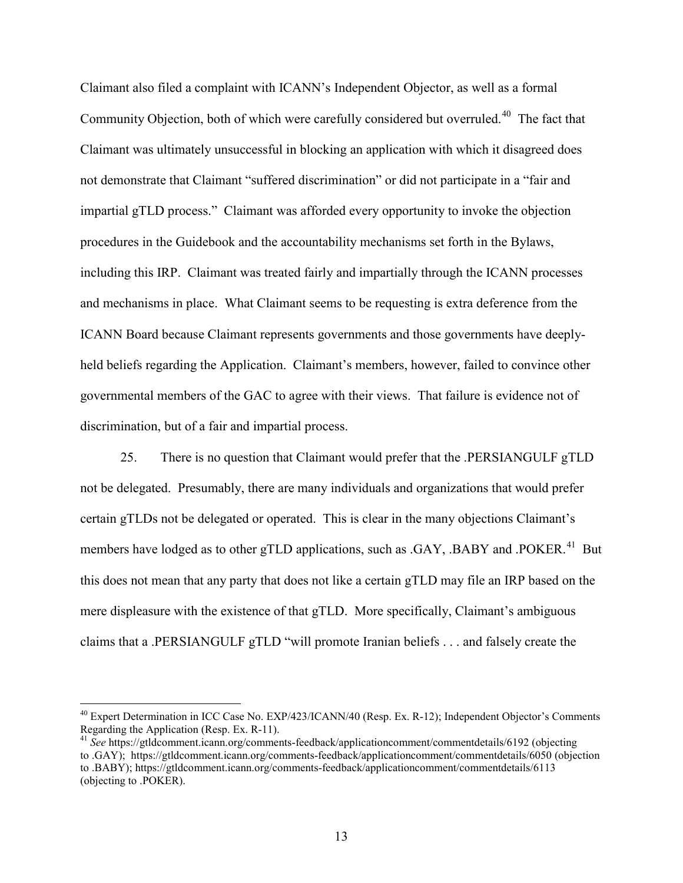Claimant also filed a complaint with ICANN's Independent Objector, as well as a formal Community Objection, both of which were carefully considered but overruled.[40] The fact that Claimant was ultimately unsuccessful in blocking an application with which it disagreed does not demonstrate that Claimant "suffered discrimination" or did not participate in a "fair and impartial gTLD process." Claimant was afforded every opportunity to invoke the objection procedures in the Guidebook and the accountability mechanisms set forth in the Bylaws, including this IRP. Claimant was treated fairly and impartially through the ICANN processes and mechanisms in place. What Claimant seems to be requesting is extra deference from the ICANN Board because Claimant represents governments and those governments have deeply-held beliefs regarding the Application. Claimant's members, however, failed to convince other governmental members of the GAC to agree with their views. That failure is evidence not of discrimination, but of a fair and impartial process.

25. There is no question that Claimant would prefer that the .PERSIANGULF gTLD not be delegated. Presumably, there are many individuals and organizations that would prefer certain gTLDs not be delegated or operated. This is clear in the many objections Claimant's members have lodged as to other gTLD applications, such as .GAY, .BABY and .POKER.[41] But this does not mean that any party that does not like a certain gTLD may file an IRP based on the mere displeasure with the existence of that gTLD. More specifically, Claimant's ambiguous claims that a .PERSIANGULF gTLD "will promote Iranian beliefs . . . and falsely create the

---

[40] Expert Determination in ICC Case No. EXP/423/ICANN/40 (Resp. Ex. R-12); Independent Objector's Comments Regarding the Application (Resp. Ex. R-11).

[41] *See* https://gtldcomment.icann.org/comments-feedback/applicationcomment/commentdetails/6192 (objecting to .GAY); https://gtldcomment.icann.org/comments-feedback/applicationcomment/commentdetails/6050 (objection to .BABY); https://gtldcomment.icann.org/comments-feedback/applicationcomment/commentdetails/6113 (objecting to .POKER).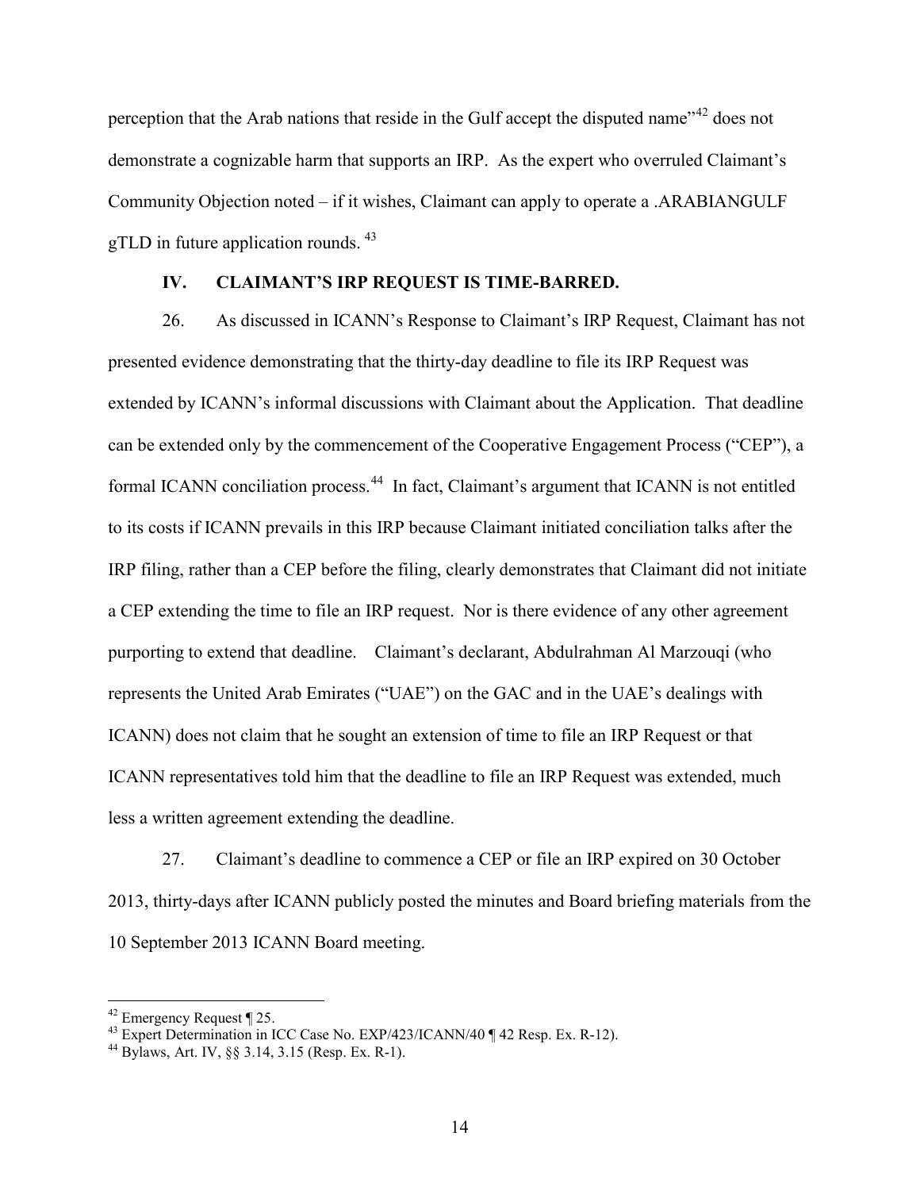perception that the Arab nations that reside in the Gulf accept the disputed name"[42] does not demonstrate a cognizable harm that supports an IRP. As the expert who overruled Claimant's Community Objection noted – if it wishes, Claimant can apply to operate a .ARABIANGULF gTLD in future application rounds. [43]

## IV. CLAIMANT'S IRP REQUEST IS TIME-BARRED.

26. As discussed in ICANN's Response to Claimant's IRP Request, Claimant has not presented evidence demonstrating that the thirty-day deadline to file its IRP Request was extended by ICANN's informal discussions with Claimant about the Application. That deadline can be extended only by the commencement of the Cooperative Engagement Process ("CEP"), a formal ICANN conciliation process.[44] In fact, Claimant's argument that ICANN is not entitled to its costs if ICANN prevails in this IRP because Claimant initiated conciliation talks after the IRP filing, rather than a CEP before the filing, clearly demonstrates that Claimant did not initiate a CEP extending the time to file an IRP request. Nor is there evidence of any other agreement purporting to extend that deadline. Claimant's declarant, Abdulrahman Al Marzouqi (who represents the United Arab Emirates ("UAE") on the GAC and in the UAE's dealings with ICANN) does not claim that he sought an extension of time to file an IRP Request or that ICANN representatives told him that the deadline to file an IRP Request was extended, much less a written agreement extending the deadline.

27. Claimant's deadline to commence a CEP or file an IRP expired on 30 October 2013, thirty-days after ICANN publicly posted the minutes and Board briefing materials from the 10 September 2013 ICANN Board meeting.

---

[42] Emergency Request ¶ 25.

[43] Expert Determination in ICC Case No. EXP/423/ICANN/40 ¶ 42 Resp. Ex. R-12).

[44] Bylaws, Art. IV, §§ 3.14, 3.15 (Resp. Ex. R-1).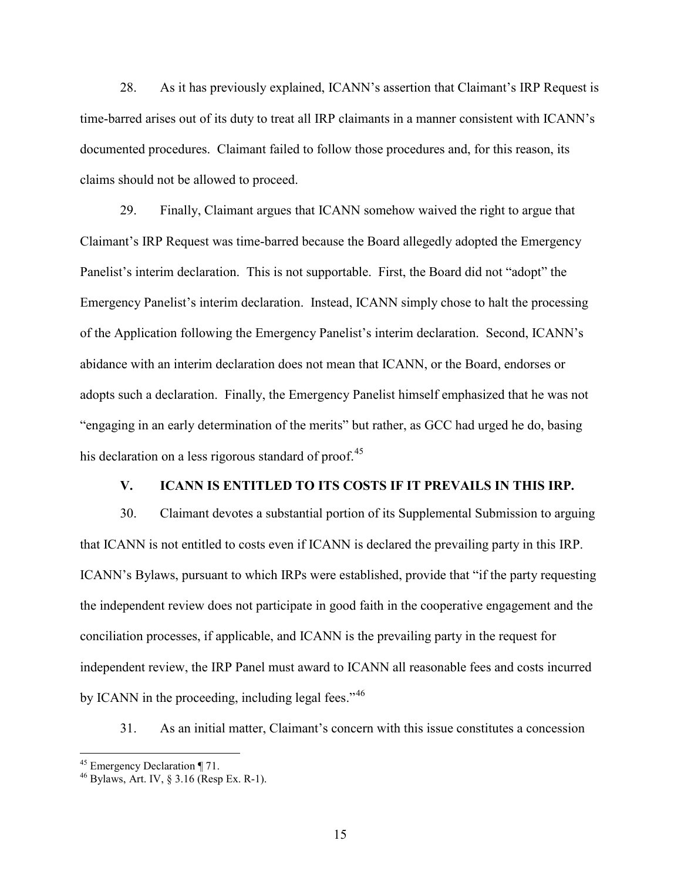28. As it has previously explained, ICANN's assertion that Claimant's IRP Request is time-barred arises out of its duty to treat all IRP claimants in a manner consistent with ICANN's documented procedures. Claimant failed to follow those procedures and, for this reason, its claims should not be allowed to proceed.

29. Finally, Claimant argues that ICANN somehow waived the right to argue that Claimant's IRP Request was time-barred because the Board allegedly adopted the Emergency Panelist's interim declaration. This is not supportable. First, the Board did not "adopt" the Emergency Panelist's interim declaration. Instead, ICANN simply chose to halt the processing of the Application following the Emergency Panelist's interim declaration. Second, ICANN's abidance with an interim declaration does not mean that ICANN, or the Board, endorses or adopts such a declaration. Finally, the Emergency Panelist himself emphasized that he was not "engaging in an early determination of the merits" but rather, as GCC had urged he do, basing his declaration on a less rigorous standard of proof.[45]

## V. ICANN IS ENTITLED TO ITS COSTS IF IT PREVAILS IN THIS IRP.

30. Claimant devotes a substantial portion of its Supplemental Submission to arguing that ICANN is not entitled to costs even if ICANN is declared the prevailing party in this IRP. ICANN's Bylaws, pursuant to which IRPs were established, provide that "if the party requesting the independent review does not participate in good faith in the cooperative engagement and the conciliation processes, if applicable, and ICANN is the prevailing party in the request for independent review, the IRP Panel must award to ICANN all reasonable fees and costs incurred by ICANN in the proceeding, including legal fees."[46]

31. As an initial matter, Claimant's concern with this issue constitutes a concession

---

[45] Emergency Declaration ¶ 71.

[46] Bylaws, Art. IV, § 3.16 (Resp Ex. R-1).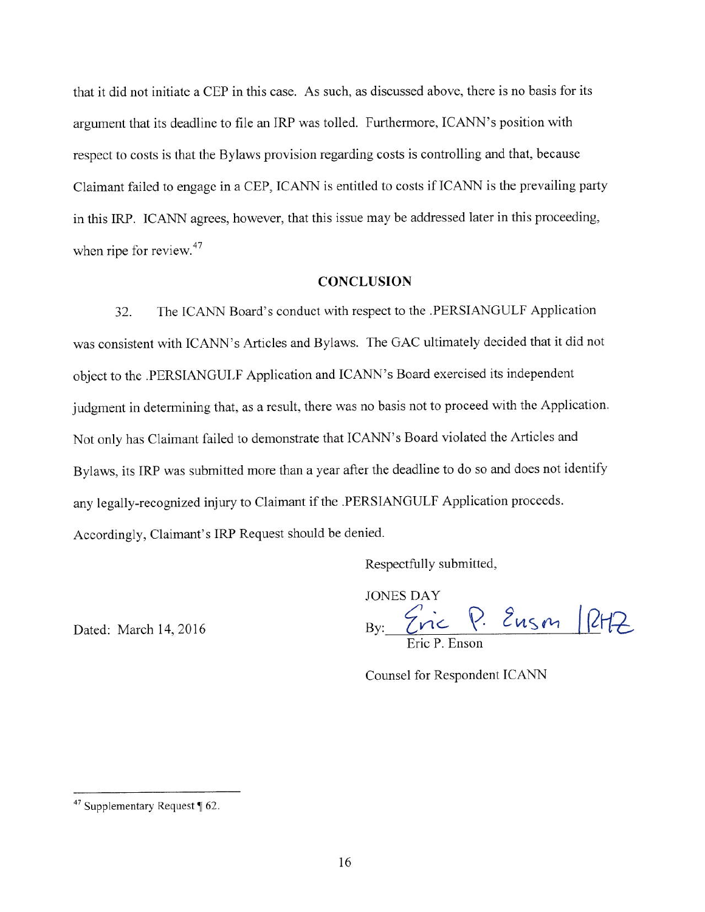that it did not initiate a CEP in this case. As such, as discussed above, there is no basis for its argument that its deadline to file an IRP was tolled. Furthermore, ICANN's position with respect to costs is that the Bylaws provision regarding costs is controlling and that, because Claimant failed to engage in a CEP, ICANN is entitled to costs if ICANN is the prevailing party in this IRP. ICANN agrees, however, that this issue may be addressed later in this proceeding, when ripe for review.[47]

## CONCLUSION

32. The ICANN Board's conduct with respect to the .PERSIANGULF Application was consistent with ICANN's Articles and Bylaws. The GAC ultimately decided that it did not object to the .PERSIANGULF Application and ICANN's Board exercised its independent judgment in determining that, as a result, there was no basis not to proceed with the Application. Not only has Claimant failed to demonstrate that ICANN's Board violated the Articles and Bylaws, its IRP was submitted more than a year after the deadline to do so and does not identify any legally-recognized injury to Claimant if the .PERSIANGULF Application proceeds. Accordingly, Claimant's IRP Request should be denied.

Respectfully submitted,

JONES DAY

Dated: March 14, 2016

By: Eric P. Enson | RHZ

Eric P. Enson

Counsel for Respondent ICANN

---

[47] Supplementary Request ¶ 62.